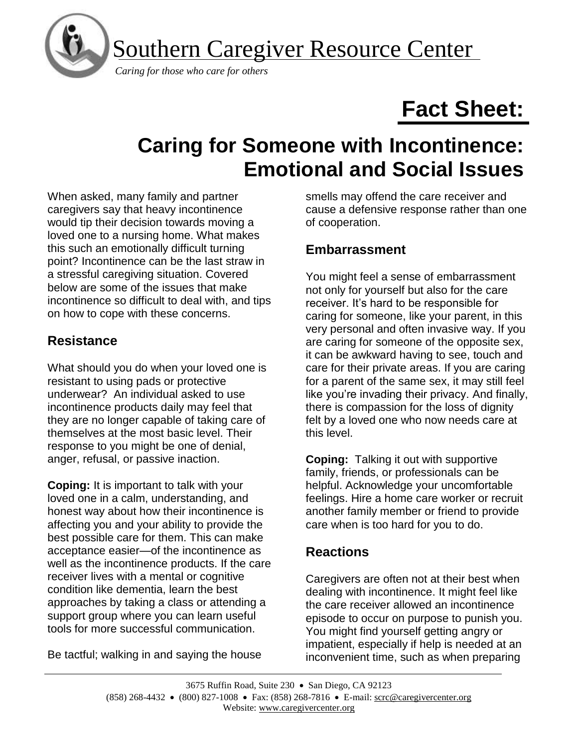Southern Caregiver Resource Center

*Caring for those who care for others*

# Fact Sheet:

# Caring for Someone with Incontinence: Emotional and Social Issues

When asked, many family and partner caregivers say that heavy incontinence would tip their decision towards moving a loved one to a nursing home. What makes this such an emotionally difficult turning point? Incontinence can be the last straw in a stressful caregiving situation. Covered below are some of the issues that make incontinence so difficult to deal with, and tips on how to cope with these concerns.

## Resistance

What should you do when your loved one is resistant to using pads or protective underwear? An individual asked to use incontinence products daily may feel that they are no longer capable of taking care of themselves at the most basic level. Their response to you might be one of denial, anger, refusal, or passive inaction.

**Coping:** It is important to talk with your loved one in a calm, understanding, and honest way about how their incontinence is affecting you and your ability to provide the best possible care for them. This can make acceptance easier—of the incontinence as well as the incontinence products. If the care receiver lives with a mental or cognitive condition like dementia, learn the best approaches by taking a class or attending a support group where you can learn useful tools for more successful communication.

Be tactful; walking in and saying the house smells may offend the care receiver and cause a defensive response rather than one of cooperation.

## Embarrassment

You might feel a sense of embarrassment not only for yourself but also for the care receiver. It's hard to be responsible for caring for someone, like your parent, in this very personal and often invasive way. If you are caring for someone of the opposite sex, it can be awkward having to see, touch and care for their private areas. If you are caring for a parent of the same sex, it may still feel like you're invading their privacy. And finally, there is compassion for the loss of dignity felt by a loved one who now needs care at this level.

**Coping:** Talking it out with supportive family, friends, or professionals can be helpful. Acknowledge your uncomfortable feelings. Hire a home care worker or recruit another family member or friend to provide care when is too hard for you to do.

## Reactions

Caregivers are often not at their best when dealing with incontinence. It might feel like the care receiver allowed an incontinence episode to occur on purpose to punish you. You might find yourself getting angry or impatient, especially if help is needed at an inconvenient time, such as when preparing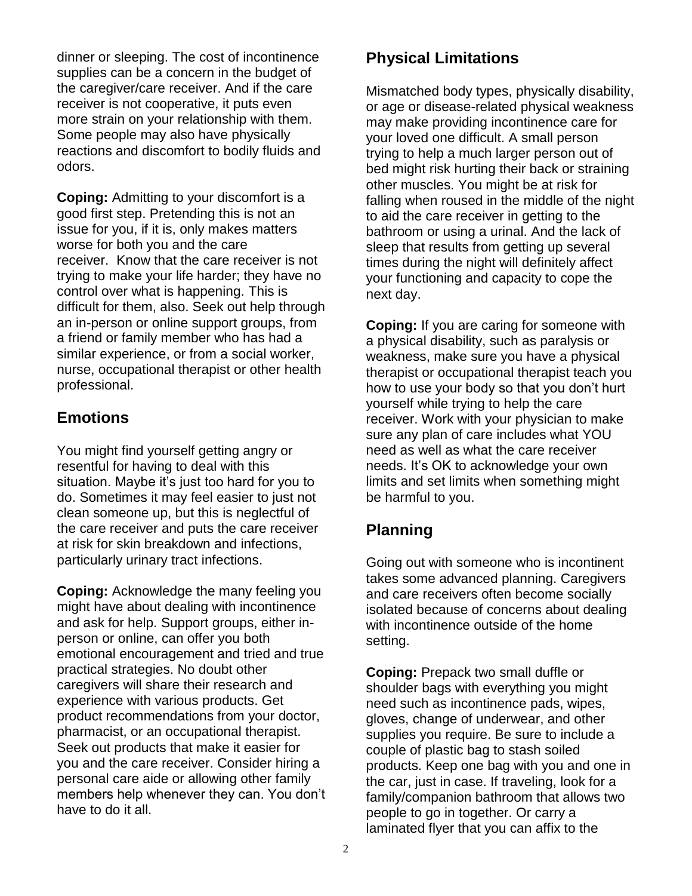dinner or sleeping. The cost of incontinence supplies can be a concern in the budget of the caregiver/care receiver. And if the care receiver is not cooperative, it puts even more strain on your relationship with them. Some people may also have physically reactions and discomfort to bodily fluids and odors.

**Coping:** Admitting to your discomfort is a good first step. Pretending this is not an issue for you, if it is, only makes matters worse for both you and the care receiver. Know that the care receiver is not trying to make your life harder; they have no control over what is happening. This is difficult for them, also. Seek out help through an in-person or online support groups, from a friend or family member who has had a similar experience, or from a social worker, nurse, occupational therapist or other health professional.

## Emotions

You might find yourself getting angry or resentful for having to deal with this situation. Maybe it's just too hard for you to do. Sometimes it may feel easier to just not clean someone up, but this is neglectful of the care receiver and puts the care receiver at risk for skin breakdown and infections, particularly urinary tract infections.

**Coping:** Acknowledge the many feeling you might have about dealing with incontinence and ask for help. Support groups, either in-person or online, can offer you both emotional encouragement and tried and true practical strategies. No doubt other caregivers will share their research and experience with various products. Get product recommendations from your doctor, pharmacist, or an occupational therapist. Seek out products that make it easier for you and the care receiver. Consider hiring a personal care aide or allowing other family members help whenever they can. You don't have to do it all.

## Physical Limitations

Mismatched body types, physically disability, or age or disease-related physical weakness may make providing incontinence care for your loved one difficult. A small person trying to help a much larger person out of bed might risk hurting their back or straining other muscles. You might be at risk for falling when roused in the middle of the night to aid the care receiver in getting to the bathroom or using a urinal. And the lack of sleep that results from getting up several times during the night will definitely affect your functioning and capacity to cope the next day.

**Coping:** If you are caring for someone with a physical disability, such as paralysis or weakness, make sure you have a physical therapist or occupational therapist teach you how to use your body so that you don't hurt yourself while trying to help the care receiver. Work with your physician to make sure any plan of care includes what YOU need as well as what the care receiver needs. It's OK to acknowledge your own limits and set limits when something might be harmful to you.

## Planning

Going out with someone who is incontinent takes some advanced planning. Caregivers and care receivers often become socially isolated because of concerns about dealing with incontinence outside of the home setting.

**Coping:** Prepack two small duffle or shoulder bags with everything you might need such as incontinence pads, wipes, gloves, change of underwear, and other supplies you require. Be sure to include a couple of plastic bag to stash soiled products. Keep one bag with you and one in the car, just in case. If traveling, look for a family/companion bathroom that allows two people to go in together. Or carry a laminated flyer that you can affix to the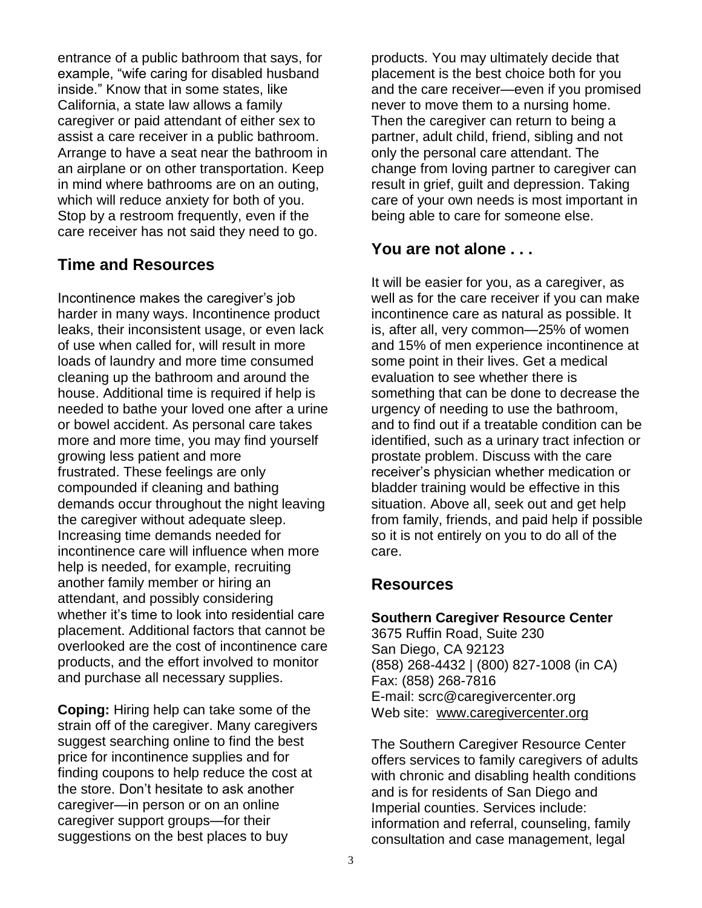entrance of a public bathroom that says, for example, "wife caring for disabled husband inside." Know that in some states, like California, a state law allows a family caregiver or paid attendant of either sex to assist a care receiver in a public bathroom. Arrange to have a seat near the bathroom in an airplane or on other transportation. Keep in mind where bathrooms are on an outing, which will reduce anxiety for both of you. Stop by a restroom frequently, even if the care receiver has not said they need to go.

## Time and Resources

Incontinence makes the caregiver's job harder in many ways. Incontinence product leaks, their inconsistent usage, or even lack of use when called for, will result in more loads of laundry and more time consumed cleaning up the bathroom and around the house. Additional time is required if help is needed to bathe your loved one after a urine or bowel accident. As personal care takes more and more time, you may find yourself growing less patient and more frustrated. These feelings are only compounded if cleaning and bathing demands occur throughout the night leaving the caregiver without adequate sleep. Increasing time demands needed for incontinence care will influence when more help is needed, for example, recruiting another family member or hiring an attendant, and possibly considering whether it's time to look into residential care placement. Additional factors that cannot be overlooked are the cost of incontinence care products, and the effort involved to monitor and purchase all necessary supplies.

**Coping:** Hiring help can take some of the strain off of the caregiver. Many caregivers suggest searching online to find the best price for incontinence supplies and for finding coupons to help reduce the cost at the store. Don't hesitate to ask another caregiver—in person or on an online caregiver support groups—for their suggestions on the best places to buy products. You may ultimately decide that placement is the best choice both for you and the care receiver—even if you promised never to move them to a nursing home. Then the caregiver can return to being a partner, adult child, friend, sibling and not only the personal care attendant. The change from loving partner to caregiver can result in grief, guilt and depression. Taking care of your own needs is most important in being able to care for someone else.

## You are not alone . . .

It will be easier for you, as a caregiver, as well as for the care receiver if you can make incontinence care as natural as possible. It is, after all, very common—25% of women and 15% of men experience incontinence at some point in their lives. Get a medical evaluation to see whether there is something that can be done to decrease the urgency of needing to use the bathroom, and to find out if a treatable condition can be identified, such as a urinary tract infection or prostate problem. Discuss with the care receiver's physician whether medication or bladder training would be effective in this situation. Above all, seek out and get help from family, friends, and paid help if possible so it is not entirely on you to do all of the care.

## Resources

**Southern Caregiver Resource Center**
3675 Ruffin Road, Suite 230
San Diego, CA 92123
(858) 268-4432 | (800) 827-1008 (in CA)
Fax: (858) 268-7816
E-mail: scrc@caregivercenter.org
Web site: www.caregivercenter.org

The Southern Caregiver Resource Center offers services to family caregivers of adults with chronic and disabling health conditions and is for residents of San Diego and Imperial counties. Services include: information and referral, counseling, family consultation and case management, legal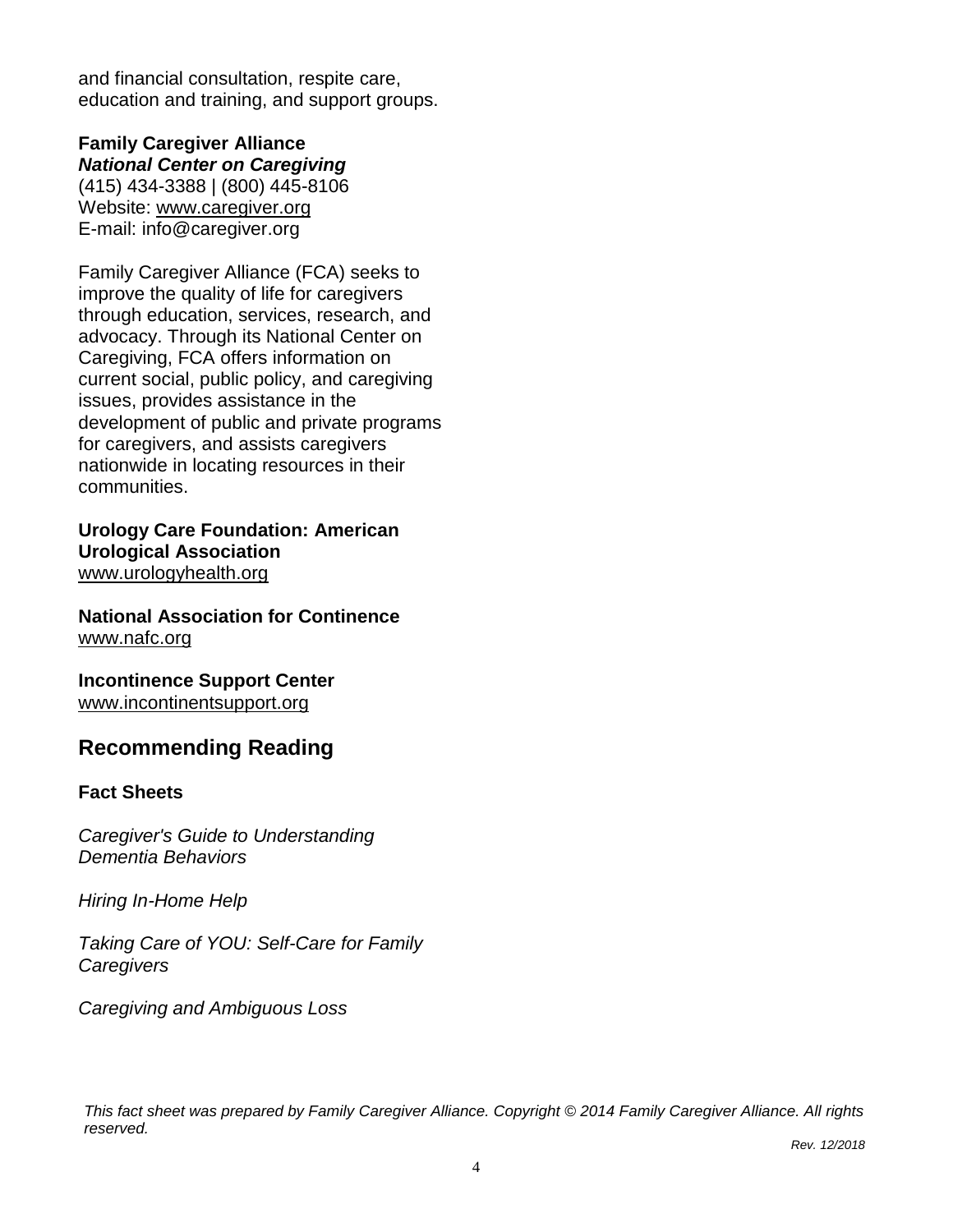and financial consultation, respite care, education and training, and support groups.

**Family Caregiver Alliance**
***National Center on Caregiving***
(415) 434-3388 | (800) 445-8106
Website: www.caregiver.org
E-mail: info@caregiver.org

Family Caregiver Alliance (FCA) seeks to improve the quality of life for caregivers through education, services, research, and advocacy. Through its National Center on Caregiving, FCA offers information on current social, public policy, and caregiving issues, provides assistance in the development of public and private programs for caregivers, and assists caregivers nationwide in locating resources in their communities.

**Urology Care Foundation: American Urological Association**
www.urologyhealth.org

**National Association for Continence**
www.nafc.org

**Incontinence Support Center**
www.incontinentsupport.org

## Recommending Reading

### Fact Sheets

*Caregiver's Guide to Understanding Dementia Behaviors*

*Hiring In-Home Help*

*Taking Care of YOU: Self-Care for Family Caregivers*

*Caregiving and Ambiguous Loss*

*This fact sheet was prepared by Family Caregiver Alliance. Copyright © 2014 Family Caregiver Alliance. All rights reserved.*

*Rev. 12/2018*